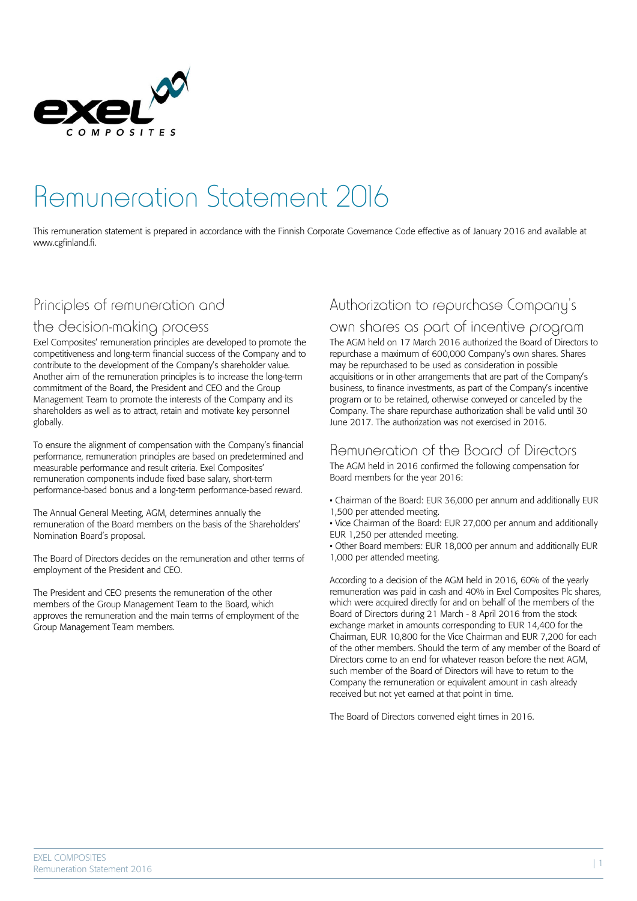# Remuneration Statement 2016

This remuneration statement is prepared in accordance with the Finnish Corporate Governance Code effective as of January 2016 and available at www.cgfinland.fi.

## Principles of remuneration and the decision-making process

Exel Composites' remuneration principles are developed to promote the competitiveness and long-term financial success of the Company and to contribute to the development of the Company's shareholder value. Another aim of the remuneration principles is to increase the long-term commitment of the Board, the President and CEO and the Group Management Team to promote the interests of the Company and its shareholders as well as to attract, retain and motivate key personnel globally.

To ensure the alignment of compensation with the Company's financial performance, remuneration principles are based on predetermined and measurable performance and result criteria. Exel Composites' remuneration components include fixed base salary, short-term performance-based bonus and a long-term performance-based reward.

The Annual General Meeting, AGM, determines annually the remuneration of the Board members on the basis of the Shareholders' Nomination Board's proposal.

The Board of Directors decides on the remuneration and other terms of employment of the President and CEO.

The President and CEO presents the remuneration of the other members of the Group Management Team to the Board, which approves the remuneration and the main terms of employment of the Group Management Team members.

## Authorization to repurchase Company's own shares as part of incentive program

The AGM held on 17 March 2016 authorized the Board of Directors to repurchase a maximum of 600,000 Company's own shares. Shares may be repurchased to be used as consideration in possible acquisitions or in other arrangements that are part of the Company's business, to finance investments, as part of the Company's incentive program or to be retained, otherwise conveyed or cancelled by the Company. The share repurchase authorization shall be valid until 30 June 2017. The authorization was not exercised in 2016.

## Remuneration of the Board of Directors

The AGM held in 2016 confirmed the following compensation for Board members for the year 2016:

- Chairman of the Board: EUR 36,000 per annum and additionally EUR 1,500 per attended meeting.
- Vice Chairman of the Board: EUR 27,000 per annum and additionally EUR 1,250 per attended meeting.
- Other Board members: EUR 18,000 per annum and additionally EUR 1,000 per attended meeting.

According to a decision of the AGM held in 2016, 60% of the yearly remuneration was paid in cash and 40% in Exel Composites Plc shares, which were acquired directly for and on behalf of the members of the Board of Directors during 21 March - 8 April 2016 from the stock exchange market in amounts corresponding to EUR 14,400 for the Chairman, EUR 10,800 for the Vice Chairman and EUR 7,200 for each of the other members. Should the term of any member of the Board of Directors come to an end for whatever reason before the next AGM, such member of the Board of Directors will have to return to the Company the remuneration or equivalent amount in cash already received but not yet earned at that point in time.

The Board of Directors convened eight times in 2016.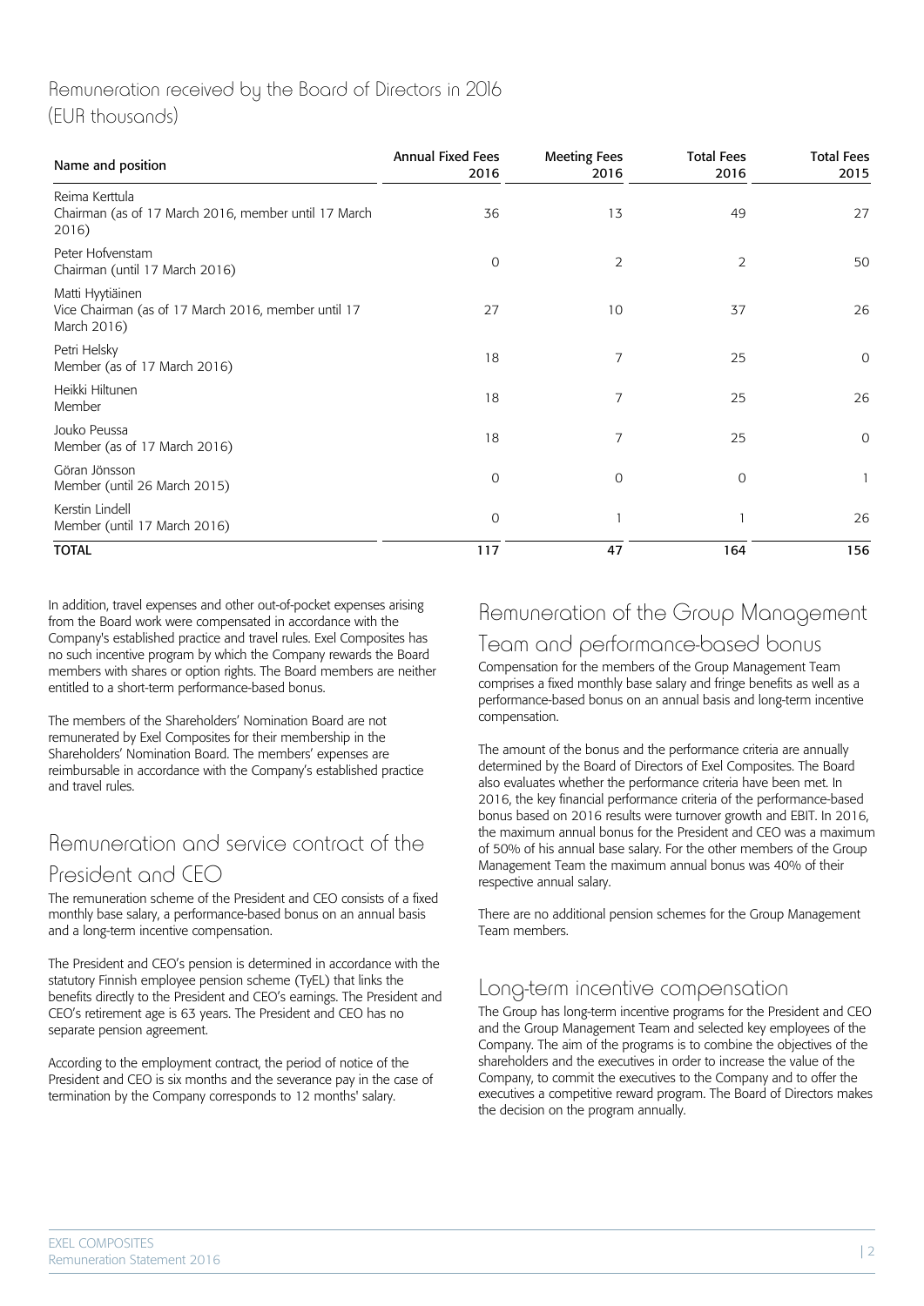## Remuneration received by the Board of Directors in 2016 (EUR thousands)

| Name and position | Annual Fixed Fees 2016 | Meeting Fees 2016 | Total Fees 2016 | Total Fees 2015 |
|---|---|---|---|---|
| Reima Kerttula<br>Chairman (as of 17 March 2016, member until 17 March 2016) | 36 | 13 | 49 | 27 |
| Peter Hofvenstam<br>Chairman (until 17 March 2016) | 0 | 2 | 2 | 50 |
| Matti Hyytiäinen<br>Vice Chairman (as of 17 March 2016, member until 17 March 2016) | 27 | 10 | 37 | 26 |
| Petri Helsky<br>Member (as of 17 March 2016) | 18 | 7 | 25 | 0 |
| Heikki Hiltunen<br>Member | 18 | 7 | 25 | 26 |
| Jouko Peussa<br>Member (as of 17 March 2016) | 18 | 7 | 25 | 0 |
| Göran Jönsson<br>Member (until 26 March 2015) | 0 | 0 | 0 | 1 |
| Kerstin Lindell<br>Member (until 17 March 2016) | 0 | 1 | 1 | 26 |
| **TOTAL** | **117** | **47** | **164** | **156** |

In addition, travel expenses and other out-of-pocket expenses arising from the Board work were compensated in accordance with the Company's established practice and travel rules. Exel Composites has no such incentive program by which the Company rewards the Board members with shares or option rights. The Board members are neither entitled to a short-term performance-based bonus.

The members of the Shareholders' Nomination Board are not remunerated by Exel Composites for their membership in the Shareholders' Nomination Board. The members' expenses are reimbursable in accordance with the Company's established practice and travel rules.

## Remuneration and service contract of the President and CEO

The remuneration scheme of the President and CEO consists of a fixed monthly base salary, a performance-based bonus on an annual basis and a long-term incentive compensation.

The President and CEO's pension is determined in accordance with the statutory Finnish employee pension scheme (TyEL) that links the benefits directly to the President and CEO's earnings. The President and CEO's retirement age is 63 years. The President and CEO has no separate pension agreement.

According to the employment contract, the period of notice of the President and CEO is six months and the severance pay in the case of termination by the Company corresponds to 12 months' salary.

## Remuneration of the Group Management Team and performance-based bonus

Compensation for the members of the Group Management Team comprises a fixed monthly base salary and fringe benefits as well as a performance-based bonus on an annual basis and long-term incentive compensation.

The amount of the bonus and the performance criteria are annually determined by the Board of Directors of Exel Composites. The Board also evaluates whether the performance criteria have been met. In 2016, the key financial performance criteria of the performance-based bonus based on 2016 results were turnover growth and EBIT. In 2016, the maximum annual bonus for the President and CEO was a maximum of 50% of his annual base salary. For the other members of the Group Management Team the maximum annual bonus was 40% of their respective annual salary.

There are no additional pension schemes for the Group Management Team members.

## Long-term incentive compensation

The Group has long-term incentive programs for the President and CEO and the Group Management Team and selected key employees of the Company. The aim of the programs is to combine the objectives of the shareholders and the executives in order to increase the value of the Company, to commit the executives to the Company and to offer the executives a competitive reward program. The Board of Directors makes the decision on the program annually.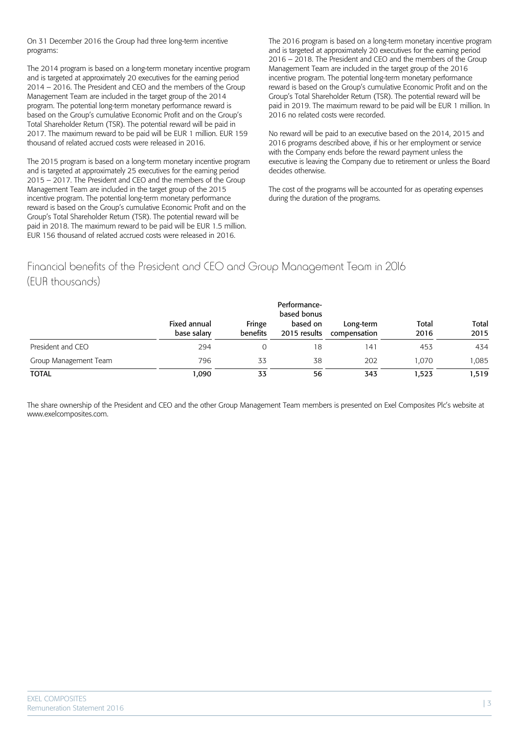On 31 December 2016 the Group had three long-term incentive programs:

The 2014 program is based on a long-term monetary incentive program and is targeted at approximately 20 executives for the earning period 2014 – 2016. The President and CEO and the members of the Group Management Team are included in the target group of the 2014 program. The potential long-term monetary performance reward is based on the Group's cumulative Economic Profit and on the Group's Total Shareholder Return (TSR). The potential reward will be paid in 2017. The maximum reward to be paid will be EUR 1 million. EUR 159 thousand of related accrued costs were released in 2016.

The 2015 program is based on a long-term monetary incentive program and is targeted at approximately 25 executives for the earning period 2015 – 2017. The President and CEO and the members of the Group Management Team are included in the target group of the 2015 incentive program. The potential long-term monetary performance reward is based on the Group's cumulative Economic Profit and on the Group's Total Shareholder Return (TSR). The potential reward will be paid in 2018. The maximum reward to be paid will be EUR 1.5 million. EUR 156 thousand of related accrued costs were released in 2016.

The 2016 program is based on a long-term monetary incentive program and is targeted at approximately 20 executives for the earning period 2016 – 2018. The President and CEO and the members of the Group Management Team are included in the target group of the 2016 incentive program. The potential long-term monetary performance reward is based on the Group's cumulative Economic Profit and on the Group's Total Shareholder Return (TSR). The potential reward will be paid in 2019. The maximum reward to be paid will be EUR 1 million. In 2016 no related costs were recorded.

No reward will be paid to an executive based on the 2014, 2015 and 2016 programs described above, if his or her employment or service with the Company ends before the reward payment unless the executive is leaving the Company due to retirement or unless the Board decides otherwise.

The cost of the programs will be accounted for as operating expenses during the duration of the programs.

## Financial benefits of the President and CEO and Group Management Team in 2016 (EUR thousands)

| | Fixed annual base salary | Fringe benefits | Performance-based bonus based on 2015 results | Long-term compensation | Total 2016 | Total 2015 |
|---|---|---|---|---|---|---|
| President and CEO | 294 | 0 | 18 | 141 | 453 | 434 |
| Group Management Team | 796 | 33 | 38 | 202 | 1,070 | 1,085 |
| **TOTAL** | **1,090** | **33** | **56** | **343** | **1,523** | **1,519** |

The share ownership of the President and CEO and the other Group Management Team members is presented on Exel Composites Plc's website at www.exelcomposites.com.